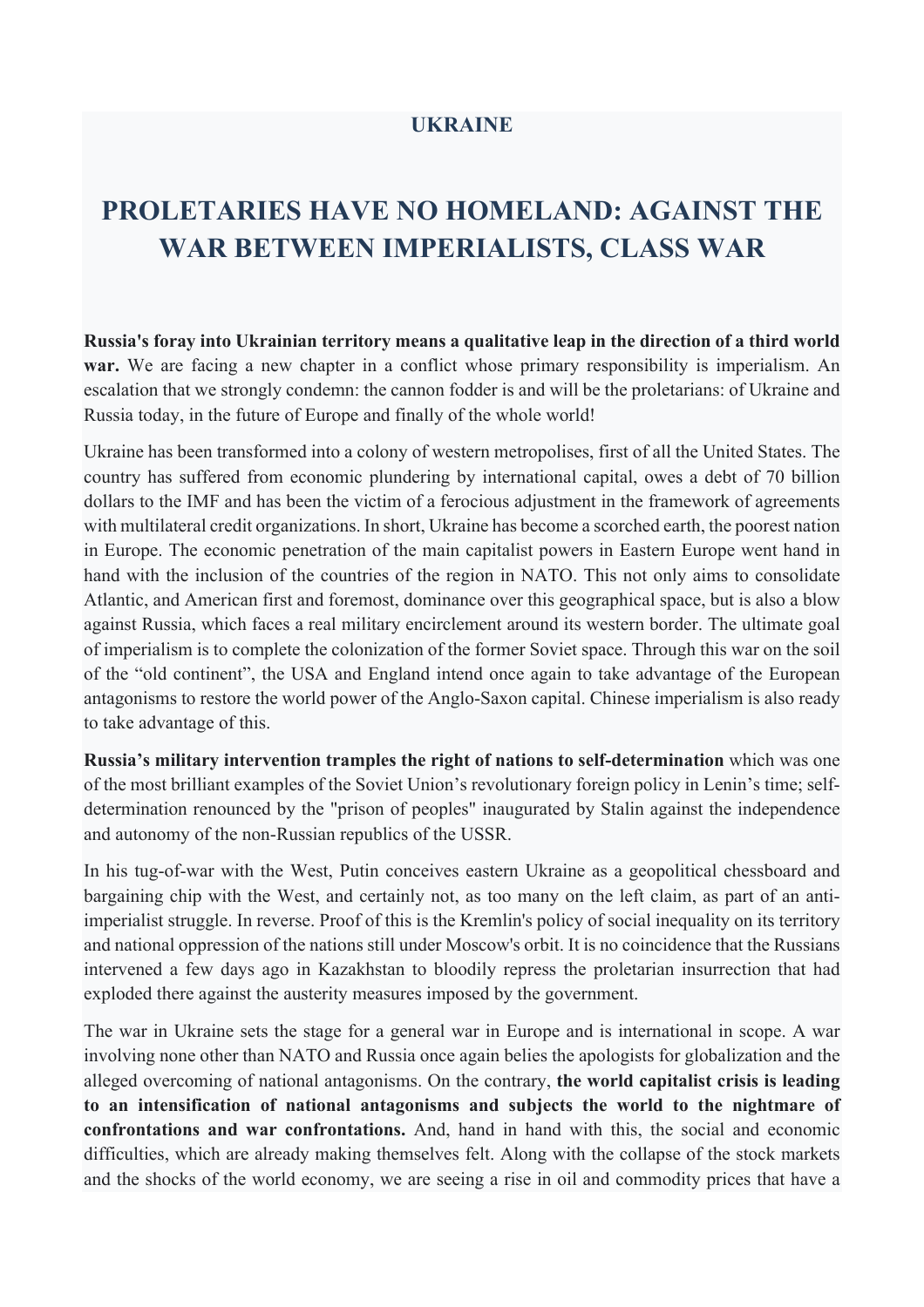**UKRAINE**

# PROLETARIES HAVE NO HOMELAND: AGAINST THE WAR BETWEEN IMPERIALISTS, CLASS WAR

**Russia's foray into Ukrainian territory means a qualitative leap in the direction of a third world war.** We are facing a new chapter in a conflict whose primary responsibility is imperialism. An escalation that we strongly condemn: the cannon fodder is and will be the proletarians: of Ukraine and Russia today, in the future of Europe and finally of the whole world!

Ukraine has been transformed into a colony of western metropolises, first of all the United States. The country has suffered from economic plundering by international capital, owes a debt of 70 billion dollars to the IMF and has been the victim of a ferocious adjustment in the framework of agreements with multilateral credit organizations. In short, Ukraine has become a scorched earth, the poorest nation in Europe. The economic penetration of the main capitalist powers in Eastern Europe went hand in hand with the inclusion of the countries of the region in NATO. This not only aims to consolidate Atlantic, and American first and foremost, dominance over this geographical space, but is also a blow against Russia, which faces a real military encirclement around its western border. The ultimate goal of imperialism is to complete the colonization of the former Soviet space. Through this war on the soil of the "old continent", the USA and England intend once again to take advantage of the European antagonisms to restore the world power of the Anglo-Saxon capital. Chinese imperialism is also ready to take advantage of this.

**Russia's military intervention tramples the right of nations to self-determination** which was one of the most brilliant examples of the Soviet Union's revolutionary foreign policy in Lenin's time; self-determination renounced by the "prison of peoples" inaugurated by Stalin against the independence and autonomy of the non-Russian republics of the USSR.

In his tug-of-war with the West, Putin conceives eastern Ukraine as a geopolitical chessboard and bargaining chip with the West, and certainly not, as too many on the left claim, as part of an anti-imperialist struggle. In reverse. Proof of this is the Kremlin's policy of social inequality on its territory and national oppression of the nations still under Moscow's orbit. It is no coincidence that the Russians intervened a few days ago in Kazakhstan to bloodily repress the proletarian insurrection that had exploded there against the austerity measures imposed by the government.

The war in Ukraine sets the stage for a general war in Europe and is international in scope. A war involving none other than NATO and Russia once again belies the apologists for globalization and the alleged overcoming of national antagonisms. On the contrary, **the world capitalist crisis is leading to an intensification of national antagonisms and subjects the world to the nightmare of confrontations and war confrontations.** And, hand in hand with this, the social and economic difficulties, which are already making themselves felt. Along with the collapse of the stock markets and the shocks of the world economy, we are seeing a rise in oil and commodity prices that have a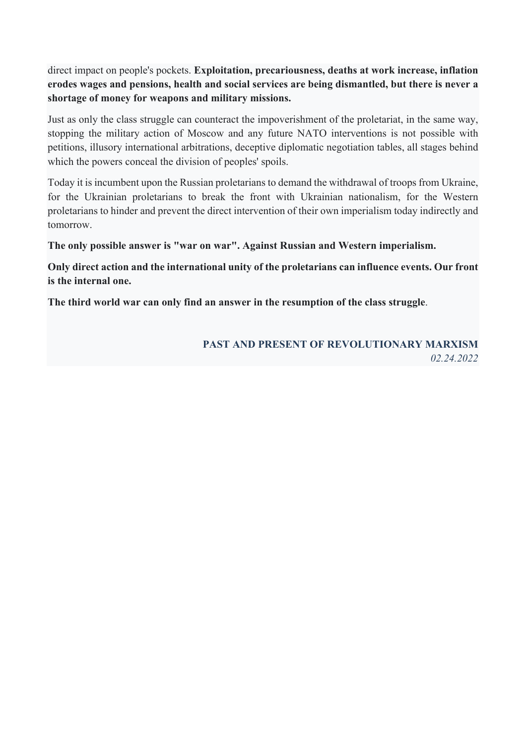direct impact on people's pockets. **Exploitation, precariousness, deaths at work increase, inflation erodes wages and pensions, health and social services are being dismantled, but there is never a shortage of money for weapons and military missions.**

Just as only the class struggle can counteract the impoverishment of the proletariat, in the same way, stopping the military action of Moscow and any future NATO interventions is not possible with petitions, illusory international arbitrations, deceptive diplomatic negotiation tables, all stages behind which the powers conceal the division of peoples' spoils.

Today it is incumbent upon the Russian proletarians to demand the withdrawal of troops from Ukraine, for the Ukrainian proletarians to break the front with Ukrainian nationalism, for the Western proletarians to hinder and prevent the direct intervention of their own imperialism today indirectly and tomorrow.

**The only possible answer is "war on war". Against Russian and Western imperialism.**

**Only direct action and the international unity of the proletarians can influence events. Our front is the internal one.**

**The third world war can only find an answer in the resumption of the class struggle**.

**PAST AND PRESENT OF REVOLUTIONARY MARXISM**

*02.24.2022*